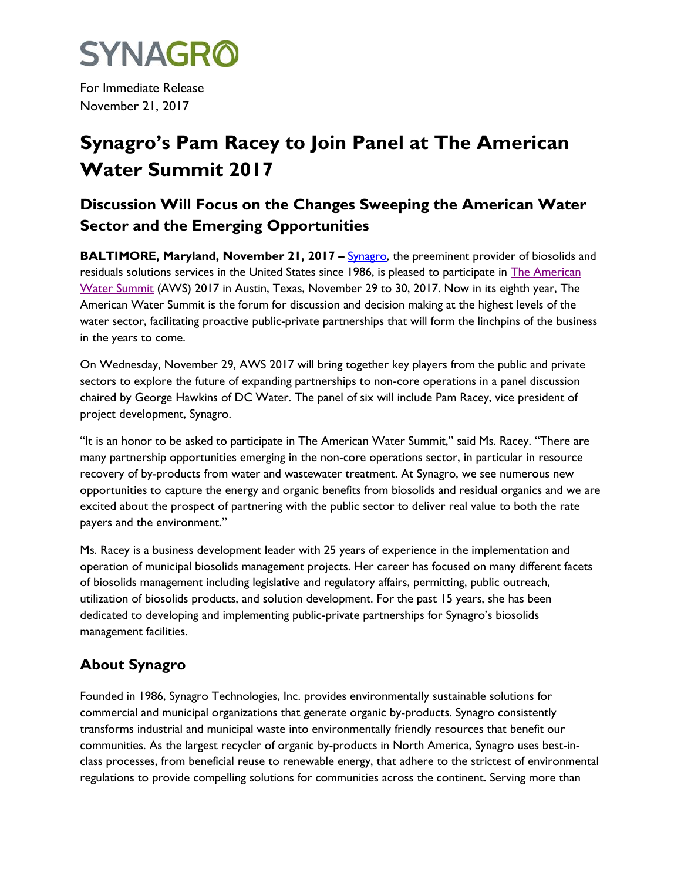SYNAGRO

For Immediate Release
November 21, 2017

# Synagro's Pam Racey to Join Panel at The American Water Summit 2017

## Discussion Will Focus on the Changes Sweeping the American Water Sector and the Emerging Opportunities

**BALTIMORE, Maryland, November 21, 2017 –** Synagro, the preeminent provider of biosolids and residuals solutions services in the United States since 1986, is pleased to participate in The American Water Summit (AWS) 2017 in Austin, Texas, November 29 to 30, 2017. Now in its eighth year, The American Water Summit is the forum for discussion and decision making at the highest levels of the water sector, facilitating proactive public-private partnerships that will form the linchpins of the business in the years to come.

On Wednesday, November 29, AWS 2017 will bring together key players from the public and private sectors to explore the future of expanding partnerships to non-core operations in a panel discussion chaired by George Hawkins of DC Water. The panel of six will include Pam Racey, vice president of project development, Synagro.

"It is an honor to be asked to participate in The American Water Summit," said Ms. Racey. "There are many partnership opportunities emerging in the non-core operations sector, in particular in resource recovery of by-products from water and wastewater treatment. At Synagro, we see numerous new opportunities to capture the energy and organic benefits from biosolids and residual organics and we are excited about the prospect of partnering with the public sector to deliver real value to both the rate payers and the environment."

Ms. Racey is a business development leader with 25 years of experience in the implementation and operation of municipal biosolids management projects. Her career has focused on many different facets of biosolids management including legislative and regulatory affairs, permitting, public outreach, utilization of biosolids products, and solution development. For the past 15 years, she has been dedicated to developing and implementing public-private partnerships for Synagro's biosolids management facilities.

## About Synagro

Founded in 1986, Synagro Technologies, Inc. provides environmentally sustainable solutions for commercial and municipal organizations that generate organic by-products. Synagro consistently transforms industrial and municipal waste into environmentally friendly resources that benefit our communities. As the largest recycler of organic by-products in North America, Synagro uses best-in-class processes, from beneficial reuse to renewable energy, that adhere to the strictest of environmental regulations to provide compelling solutions for communities across the continent. Serving more than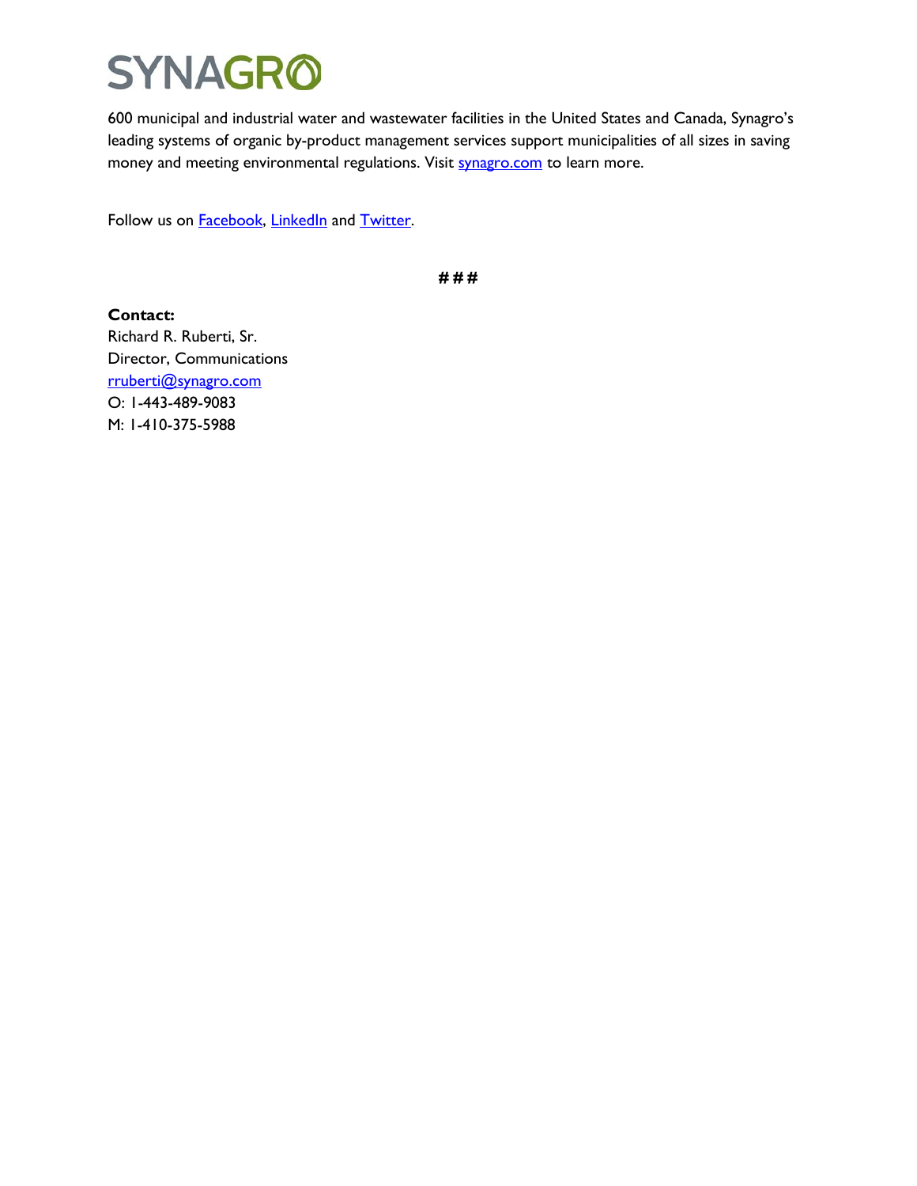600 municipal and industrial water and wastewater facilities in the United States and Canada, Synagro's leading systems of organic by-product management services support municipalities of all sizes in saving money and meeting environmental regulations. Visit synagro.com to learn more.

Follow us on Facebook, LinkedIn and Twitter.

###

**Contact:**
Richard R. Ruberti, Sr.
Director, Communications
rruberti@synagro.com
O: 1-443-489-9083
M: 1-410-375-5988